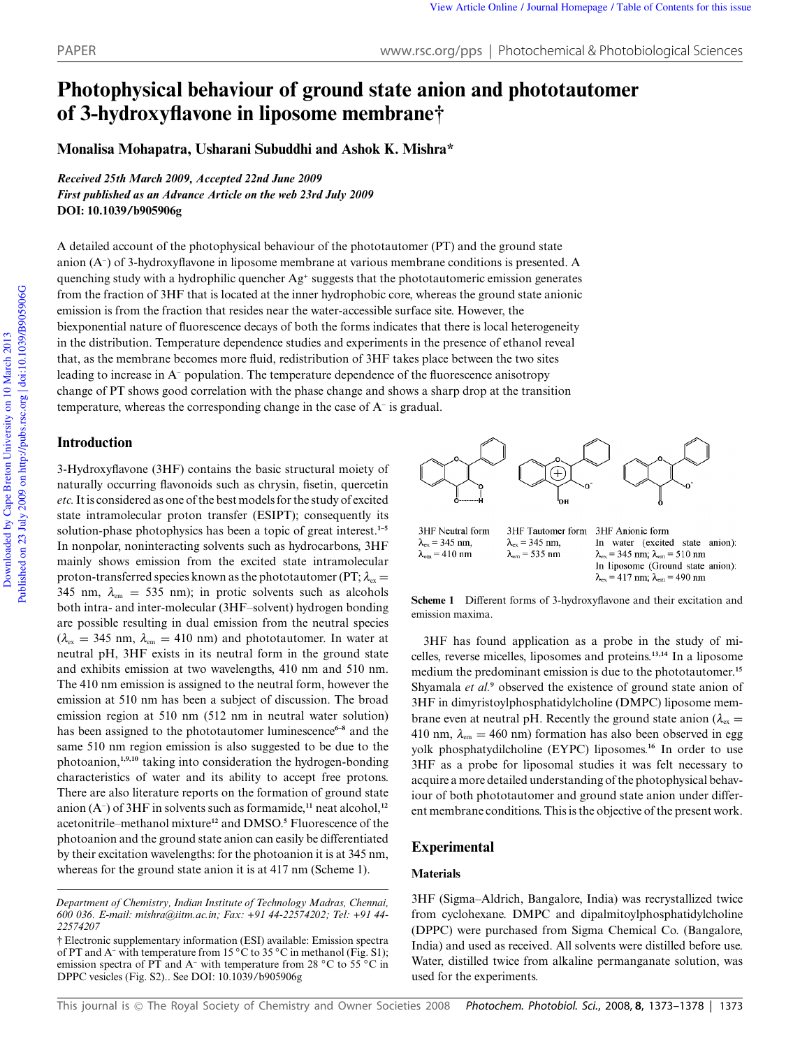# Photophysical behaviour of ground state anion and phototautomer of 3-hydroxyflavone in liposome membrane†

**Monalisa Mohapatra, Usharani Subuddhi and Ashok K. Mishra\***

***Received 25th March 2009, Accepted 22nd June 2009***
***First published as an Advance Article on the web 23rd July 2009***
**DOI: 10.1039/b905906g**

A detailed account of the photophysical behaviour of the phototautomer (PT) and the ground state anion ($A^-$) of 3-hydroxyflavone in liposome membrane at various membrane conditions is presented. A quenching study with a hydrophilic quencher $Ag^+$ suggests that the phototautomeric emission generates from the fraction of 3HF that is located at the inner hydrophobic core, whereas the ground state anionic emission is from the fraction that resides near the water-accessible surface site. However, the biexponential nature of fluorescence decays of both the forms indicates that there is local heterogeneity in the distribution. Temperature dependence studies and experiments in the presence of ethanol reveal that, as the membrane becomes more fluid, redistribution of 3HF takes place between the two sites leading to increase in $A^-$ population. The temperature dependence of the fluorescence anisotropy change of PT shows good correlation with the phase change and shows a sharp drop at the transition temperature, whereas the corresponding change in the case of $A^-$ is gradual.

## Introduction

3-Hydroxyflavone (3HF) contains the basic structural moiety of naturally occurring flavonoids such as chrysin, fisetin, quercetin *etc.* It is considered as one of the best models for the study of excited state intramolecular proton transfer (ESIPT); consequently its solution-phase photophysics has been a topic of great interest.[1–5] In nonpolar, noninteracting solvents such as hydrocarbons, 3HF mainly shows emission from the excited state intramolecular proton-transferred species known as the phototautomer (PT; $\lambda_{ex}$ = 345 nm, $\lambda_{em}$ = 535 nm); in protic solvents such as alcohols both intra- and inter-molecular (3HF–solvent) hydrogen bonding are possible resulting in dual emission from the neutral species ($\lambda_{ex}$ = 345 nm, $\lambda_{em}$ = 410 nm) and phototautomer. In water at neutral pH, 3HF exists in its neutral form in the ground state and exhibits emission at two wavelengths, 410 nm and 510 nm. The 410 nm emission is assigned to the neutral form, however the emission at 510 nm has been a subject of discussion. The broad emission region at 510 nm (512 nm in neutral water solution) has been assigned to the phototautomer luminescence[6–8] and the same 510 nm region emission is also suggested to be due to the photoanion,[1,9,10] taking into consideration the hydrogen-bonding characteristics of water and its ability to accept free protons. There are also literature reports on the formation of ground state anion ($A^-$) of 3HF in solvents such as formamide,[11] neat alcohol,[12] acetonitrile–methanol mixture[12] and DMSO.[5] Fluorescence of the photoanion and the ground state anion can easily be differentiated by their excitation wavelengths: for the photoanion it is at 345 nm, whereas for the ground state anion it is at 417 nm (Scheme 1).

3HF Neutral form
$\lambda_{ex}$ = 345 nm,
$\lambda_{em}$ = 410 nm

3HF Tautomer form
$\lambda_{ex}$ = 345 nm,
$\lambda_{em}$ = 535 nm

3HF Anionic form
In water (excited state anion):
$\lambda_{ex}$ = 345 nm; $\lambda_{em}$ = 510 nm
In liposome (Ground state anion):
$\lambda_{ex}$ = 417 nm; $\lambda_{em}$ = 490 nm

**Scheme 1** Different forms of 3-hydroxyflavone and their excitation and emission maxima.

3HF has found application as a probe in the study of micelles, reverse micelles, liposomes and proteins.[13,14] In a liposome medium the predominant emission is due to the phototautomer.[15] Shyamala *et al.*[9] observed the existence of ground state anion of 3HF in dimyristoylphosphatidylcholine (DMPC) liposome membrane even at neutral pH. Recently the ground state anion ($\lambda_{ex}$ = 410 nm, $\lambda_{em}$ = 460 nm) formation has also been observed in egg yolk phosphatydilcholine (EYPC) liposomes.[16] In order to use 3HF as a probe for liposomal studies it was felt necessary to acquire a more detailed understanding of the photophysical behaviour of both phototautomer and ground state anion under different membrane conditions. This is the objective of the present work.

## Experimental

### Materials

3HF (Sigma–Aldrich, Bangalore, India) was recrystallized twice from cyclohexane. DMPC and dipalmitoylphosphatidylcholine (DPPC) were purchased from Sigma Chemical Co. (Bangalore, India) and used as received. All solvents were distilled before use. Water, distilled twice from alkaline permanganate solution, was used for the experiments.

*Department of Chemistry, Indian Institute of Technology Madras, Chennai, 600 036. E-mail: mishra@iitm.ac.in; Fax: +91 44-22574202; Tel: +91 44-22574207*

† Electronic supplementary information (ESI) available: Emission spectra of PT and $A^-$ with temperature from 15 °C to 35 °C in methanol (Fig. S1); emission spectra of PT and $A^-$ with temperature from 28 °C to 55 °C in DPPC vesicles (Fig. S2).. See DOI: 10.1039/b905906g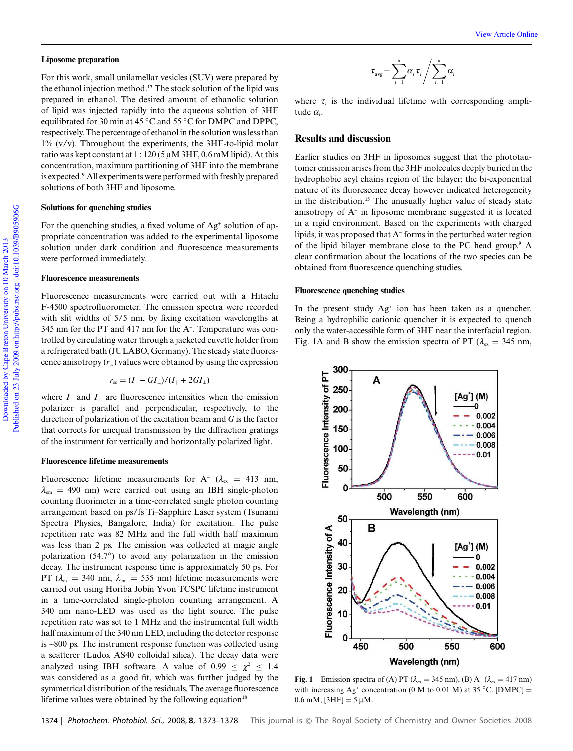### Liposome preparation

For this work, small unilamellar vesicles (SUV) were prepared by the ethanol injection method.[17] The stock solution of the lipid was prepared in ethanol. The desired amount of ethanolic solution of lipid was injected rapidly into the aqueous solution of 3HF equilibrated for 30 min at 45 °C and 55 °C for DMPC and DPPC, respectively. The percentage of ethanol in the solution was less than 1% (v/v). Throughout the experiments, the 3HF-to-lipid molar ratio was kept constant at 1 : 120 (5 μM 3HF, 0.6 mM lipid). At this concentration, maximum partitioning of 3HF into the membrane is expected.[9] All experiments were performed with freshly prepared solutions of both 3HF and liposome.

### Solutions for quenching studies

For the quenching studies, a fixed volume of $Ag^+$ solution of appropriate concentration was added to the experimental liposome solution under dark condition and fluorescence measurements were performed immediately.

### Fluorescence measurements

Fluorescence measurements were carried out with a Hitachi F-4500 spectrofluorometer. The emission spectra were recorded with slit widths of 5/5 nm, by fixing excitation wavelengths at 345 nm for the PT and 417 nm for the $A^-$. Temperature was controlled by circulating water through a jacketed cuvette holder from a refrigerated bath (JULABO, Germany). The steady state fluorescence anisotropy ($r_{ss}$) values were obtained by using the expression

$$r_{ss} = (I_{\parallel} - GI_{\perp})/(I_{\parallel} + 2GI_{\perp})$$

where $I_{\parallel}$ and $I_{\perp}$ are fluorescence intensities when the emission polarizer is parallel and perpendicular, respectively, to the direction of polarization of the excitation beam and $G$ is the factor that corrects for unequal transmission by the diffraction gratings of the instrument for vertically and horizontally polarized light.

### Fluorescence lifetime measurements

Fluorescence lifetime measurements for $A^-$ ($\lambda_{ex}$ = 413 nm, $\lambda_{em}$ = 490 nm) were carried out using an IBH single-photon counting fluorimeter in a time-correlated single photon counting arrangement based on ps/fs Ti–Sapphire Laser system (Tsunami Spectra Physics, Bangalore, India) for excitation. The pulse repetition rate was 82 MHz and the full width half maximum was less than 2 ps. The emission was collected at magic angle polarization (54.7°) to avoid any polarization in the emission decay. The instrument response time is approximately 50 ps. For PT ($\lambda_{ex}$ = 340 nm, $\lambda_{em}$ = 535 nm) lifetime measurements were carried out using Horiba Jobin Yvon TCSPC lifetime instrument in a time-correlated single-photon counting arrangement. A 340 nm nano-LED was used as the light source. The pulse repetition rate was set to 1 MHz and the instrumental full width half maximum of the 340 nm LED, including the detector response is ~800 ps. The instrument response function was collected using a scatterer (Ludox AS40 colloidal silica). The decay data were analyzed using IBH software. A value of $0.99 \leq \chi^2 \leq 1.4$ was considered as a good fit, which was further judged by the symmetrical distribution of the residuals. The average fluorescence lifetime values were obtained by the following equation[18]

$$\tau_{avg} = \sum_{i=1}^{n} \alpha_i \tau_i \Big/ \sum_{i=1}^{n} \alpha_i$$

where $\tau_i$ is the individual lifetime with corresponding amplitude $\alpha_i$.

## Results and discussion

Earlier studies on 3HF in liposomes suggest that the phototautomer emission arises from the 3HF molecules deeply buried in the hydrophobic acyl chains region of the bilayer; the bi-exponential nature of its fluorescence decay however indicated heterogeneity in the distribution.[15] The unusually higher value of steady state anisotropy of $A^-$ in liposome membrane suggested it is located in a rigid environment. Based on the experiments with charged lipids, it was proposed that $A^-$ forms in the perturbed water region of the lipid bilayer membrane close to the PC head group.[9] A clear confirmation about the locations of the two species can be obtained from fluorescence quenching studies.

### Fluorescence quenching studies

In the present study $Ag^+$ ion has been taken as a quencher. Being a hydrophilic cationic quencher it is expected to quench only the water-accessible form of 3HF near the interfacial region. Fig. 1A and B show the emission spectra of PT ($\lambda_{ex}$ = 345 nm,

A
[Ag+] (M)
0
0.002
0.004
0.006
0.008
0.01
Fluorescence Intensity of PT
Wavelength (nm)

B
[Ag+] (M)
0
0.002
0.004
0.006
0.008
0.01
Fluorescence Intensity of A−
Wavelength (nm)

**Fig. 1** Emission spectra of (A) PT ($\lambda_{ex}$ = 345 nm), (B) $A^-$ ($\lambda_{ex}$ = 417 nm) with increasing $Ag^+$ concentration (0 M to 0.01 M) at 35 °C. [DMPC] = 0.6 mM, [3HF] = 5 μM.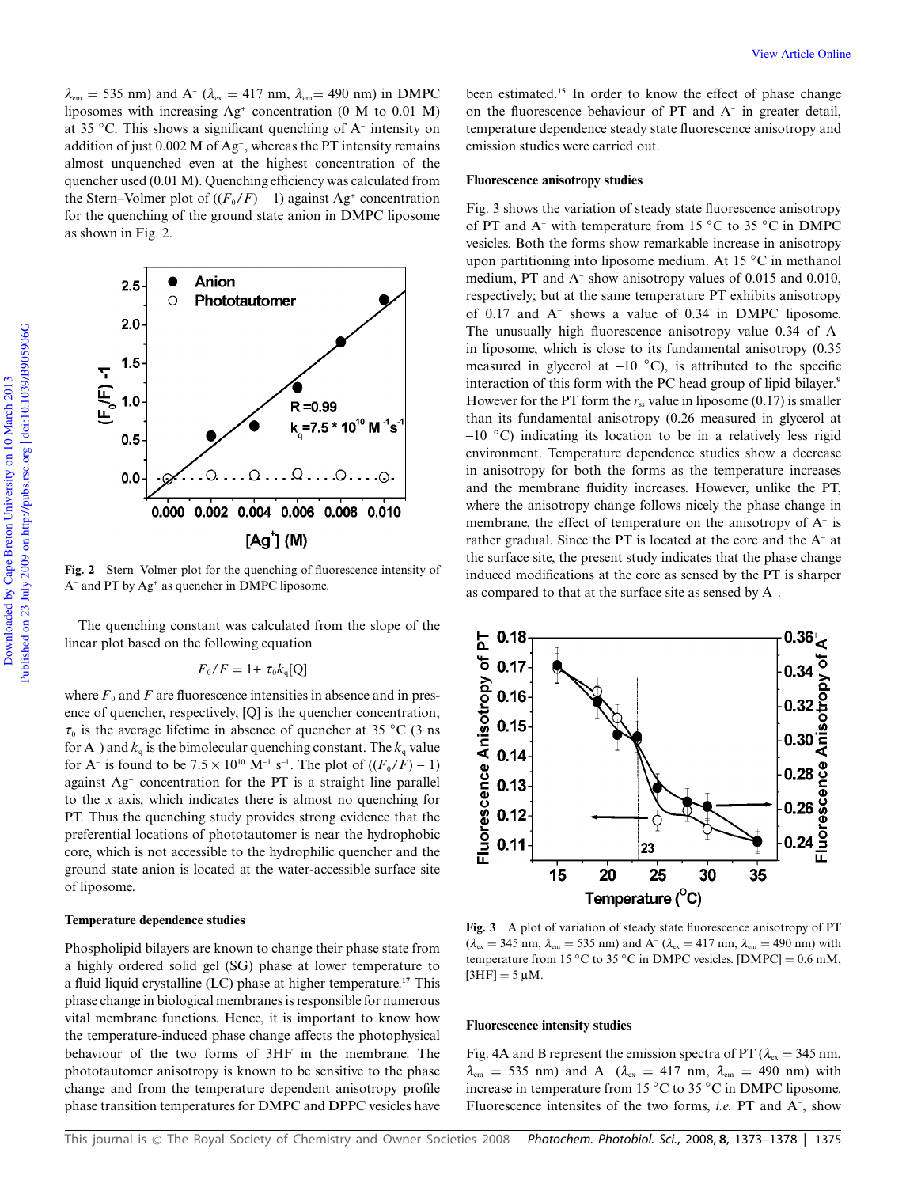$\lambda_{em}$ = 535 nm) and $A^-$ ($\lambda_{ex}$ = 417 nm, $\lambda_{em}$= 490 nm) in DMPC liposomes with increasing $Ag^+$ concentration (0 M to 0.01 M) at 35 °C. This shows a significant quenching of $A^-$ intensity on addition of just 0.002 M of $Ag^+$, whereas the PT intensity remains almost unquenched even at the highest concentration of the quencher used (0.01 M). Quenching efficiency was calculated from the Stern–Volmer plot of $((F_0/F) - 1)$ against $Ag^+$ concentration for the quenching of the ground state anion in DMPC liposome as shown in Fig. 2.

Anion
Phototautomer
R = 0.99
$k_q$ = 7.5 * 10$^{10}$ M$^{-1}$s$^{-1}$
$(F_0/F) - 1$
2.5
2.0
1.5
1.0
0.5
0.0
0.000 0.002 0.004 0.006 0.008 0.010
$[Ag^+]$ (M)

**Fig. 2** Stern–Volmer plot for the quenching of fluorescence intensity of $A^-$ and PT by $Ag^+$ as quencher in DMPC liposome.

The quenching constant was calculated from the slope of the linear plot based on the following equation

$$F_0/F = 1 + \tau_0 k_q[Q]$$

where $F_0$ and $F$ are fluorescence intensities in absence and in presence of quencher, respectively, [Q] is the quencher concentration, $\tau_0$ is the average lifetime in absence of quencher at 35 °C (3 ns for $A^-$) and $k_q$ is the bimolecular quenching constant. The $k_q$ value for $A^-$ is found to be $7.5 \times 10^{10}$ M$^{-1}$ s$^{-1}$. The plot of $((F_0/F) - 1)$ against $Ag^+$ concentration for the PT is a straight line parallel to the $x$ axis, which indicates there is almost no quenching for PT. Thus the quenching study provides strong evidence that the preferential locations of phototautomer is near the hydrophobic core, which is not accessible to the hydrophilic quencher and the ground state anion is located at the water-accessible surface site of liposome.

### Temperature dependence studies

Phospholipid bilayers are known to change their phase state from a highly ordered solid gel (SG) phase at lower temperature to a fluid liquid crystalline (LC) phase at higher temperature.[17] This phase change in biological membranes is responsible for numerous vital membrane functions. Hence, it is important to know how the temperature-induced phase change affects the photophysical behaviour of the two forms of 3HF in the membrane. The phototautomer anisotropy is known to be sensitive to the phase change and from the temperature dependent anisotropy profile phase transition temperatures for DMPC and DPPC vesicles have been estimated.[15] In order to know the effect of phase change on the fluorescence behaviour of PT and $A^-$ in greater detail, temperature dependence steady state fluorescence anisotropy and emission studies were carried out.

### Fluorescence anisotropy studies

Fig. 3 shows the variation of steady state fluorescence anisotropy of PT and $A^-$ with temperature from 15 °C to 35 °C in DMPC vesicles. Both the forms show remarkable increase in anisotropy upon partitioning into liposome medium. At 15 °C in methanol medium, PT and $A^-$ show anisotropy values of 0.015 and 0.010, respectively; but at the same temperature PT exhibits anisotropy of 0.17 and $A^-$ shows a value of 0.34 in DMPC liposome. The unusually high fluorescence anisotropy value 0.34 of $A^-$ in liposome, which is close to its fundamental anisotropy (0.35 measured in glycerol at −10 °C), is attributed to the specific interaction of this form with the PC head group of lipid bilayer.[9] However for the PT form the $r_{ss}$ value in liposome (0.17) is smaller than its fundamental anisotropy (0.26 measured in glycerol at −10 °C) indicating its location to be in a relatively less rigid environment. Temperature dependence studies show a decrease in anisotropy for both the forms as the temperature increases and the membrane fluidity increases. However, unlike the PT, where the anisotropy change follows nicely the phase change in membrane, the effect of temperature on the anisotropy of $A^-$ is rather gradual. Since the PT is located at the core and the $A^-$ at the surface site, the present study indicates that the phase change induced modifications at the core as sensed by the PT is sharper as compared to that at the surface site as sensed by $A^-$.

Fluorescence Anisotropy of PT
0.18
0.17
0.16
0.15
0.14
0.13
0.12
0.11
Fluorescence Anisotropy of A
0.36
0.34
0.32
0.30
0.28
0.26
0.24
23
15 20 25 30 35
Temperature (°C)

**Fig. 3** A plot of variation of steady state fluorescence anisotropy of PT ($\lambda_{ex}$ = 345 nm, $\lambda_{em}$ = 535 nm) and $A^-$ ($\lambda_{ex}$ = 417 nm, $\lambda_{em}$ = 490 nm) with temperature from 15 °C to 35 °C in DMPC vesicles. [DMPC] = 0.6 mM, [3HF] = 5 μM.

### Fluorescence intensity studies

Fig. 4A and B represent the emission spectra of PT ($\lambda_{ex}$ = 345 nm, $\lambda_{em}$ = 535 nm) and $A^-$ ($\lambda_{ex}$ = 417 nm, $\lambda_{em}$ = 490 nm) with increase in temperature from 15 °C to 35 °C in DMPC liposome. Fluorescence intensites of the two forms, *i.e.* PT and $A^-$, show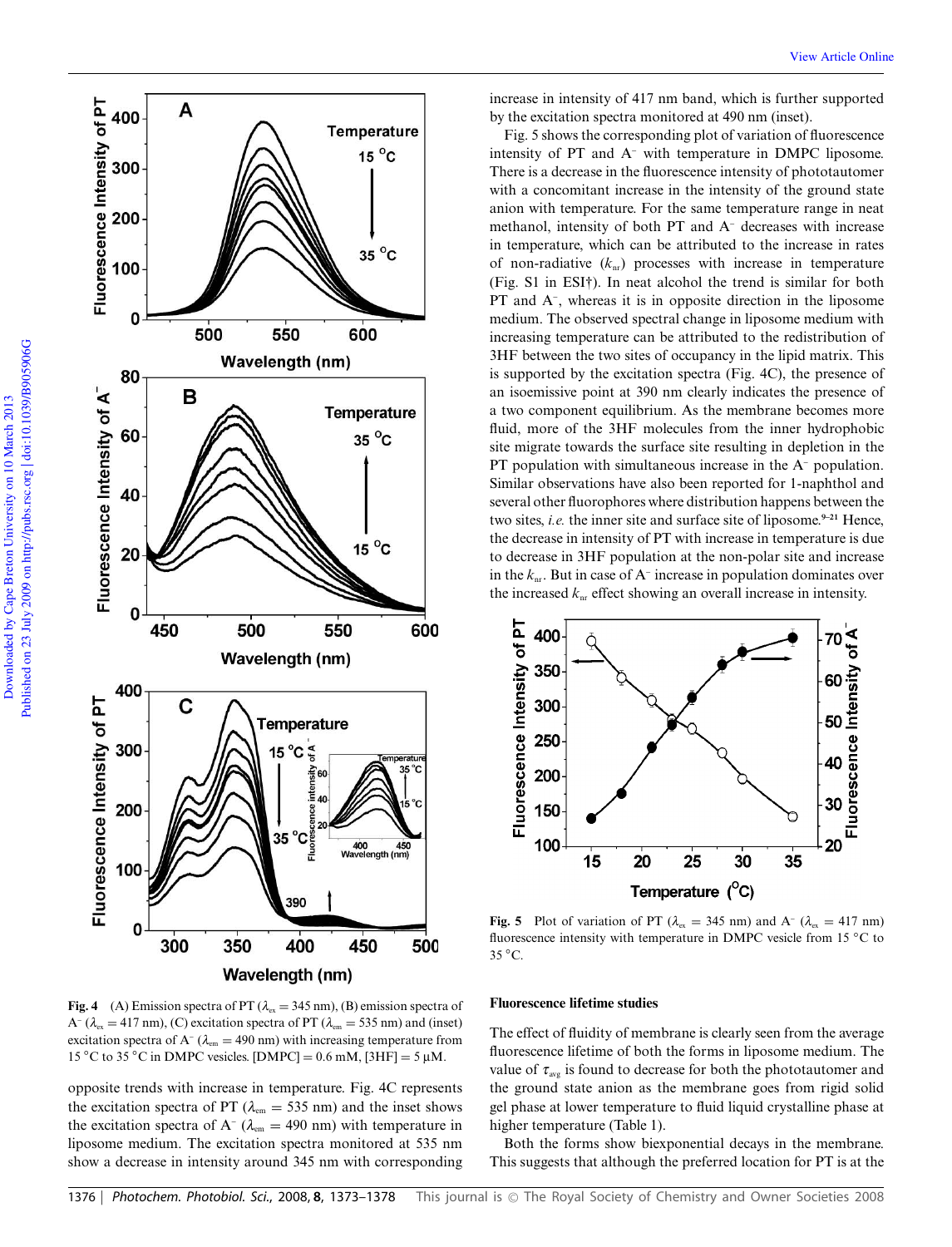Fig. 4 (A) Emission spectra of PT ($\lambda_{ex}$ = 345 nm), (B) emission spectra of $A^-$ ($\lambda_{ex}$ = 417 nm), (C) excitation spectra of PT ($\lambda_{em}$ = 535 nm) and (inset) excitation spectra of $A^-$ ($\lambda_{em}$ = 490 nm) with increasing temperature from 15 °C to 35 °C in DMPC vesicles. [DMPC] = 0.6 mM, [3HF] = 5 µM.

opposite trends with increase in temperature. Fig. 4C represents the excitation spectra of PT ($\lambda_{em}$ = 535 nm) and the inset shows the excitation spectra of $A^-$ ($\lambda_{em}$ = 490 nm) with temperature in liposome medium. The excitation spectra monitored at 535 nm show a decrease in intensity around 345 nm with corresponding increase in intensity of 417 nm band, which is further supported by the excitation spectra monitored at 490 nm (inset).

Fig. 5 shows the corresponding plot of variation of fluorescence intensity of PT and $A^-$ with temperature in DMPC liposome. There is a decrease in the fluorescence intensity of phototautomer with a concomitant increase in the intensity of the ground state anion with temperature. For the same temperature range in neat methanol, intensity of both PT and $A^-$ decreases with increase in temperature, which can be attributed to the increase in rates of non-radiative ($k_{nr}$) processes with increase in temperature (Fig. S1 in ESI†). In neat alcohol the trend is similar for both PT and $A^-$, whereas it is in opposite direction in the liposome medium. The observed spectral change in liposome medium with increasing temperature can be attributed to the redistribution of 3HF between the two sites of occupancy in the lipid matrix. This is supported by the excitation spectra (Fig. 4C), the presence of an isoemissive point at 390 nm clearly indicates the presence of a two component equilibrium. As the membrane becomes more fluid, more of the 3HF molecules from the inner hydrophobic site migrate towards the surface site resulting in depletion in the PT population with simultaneous increase in the $A^-$ population. Similar observations have also been reported for 1-naphthol and several other fluorophores where distribution happens between the two sites, *i.e.* the inner site and surface site of liposome.[9–21] Hence, the decrease in intensity of PT with increase in temperature is due to decrease in 3HF population at the non-polar site and increase in the $k_{nr}$. But in case of $A^-$ increase in population dominates over the increased $k_{nr}$ effect showing an overall increase in intensity.

Fig. 5 Plot of variation of PT ($\lambda_{ex}$ = 345 nm) and $A^-$ ($\lambda_{ex}$ = 417 nm) fluorescence intensity with temperature in DMPC vesicle from 15 °C to 35 °C.

### Fluorescence lifetime studies

The effect of fluidity of membrane is clearly seen from the average fluorescence lifetime of both the forms in liposome medium. The value of $\tau_{avg}$ is found to decrease for both the phototautomer and the ground state anion as the membrane goes from rigid solid gel phase at lower temperature to fluid liquid crystalline phase at higher temperature (Table 1).

Both the forms show biexponential decays in the membrane. This suggests that although the preferred location for PT is at the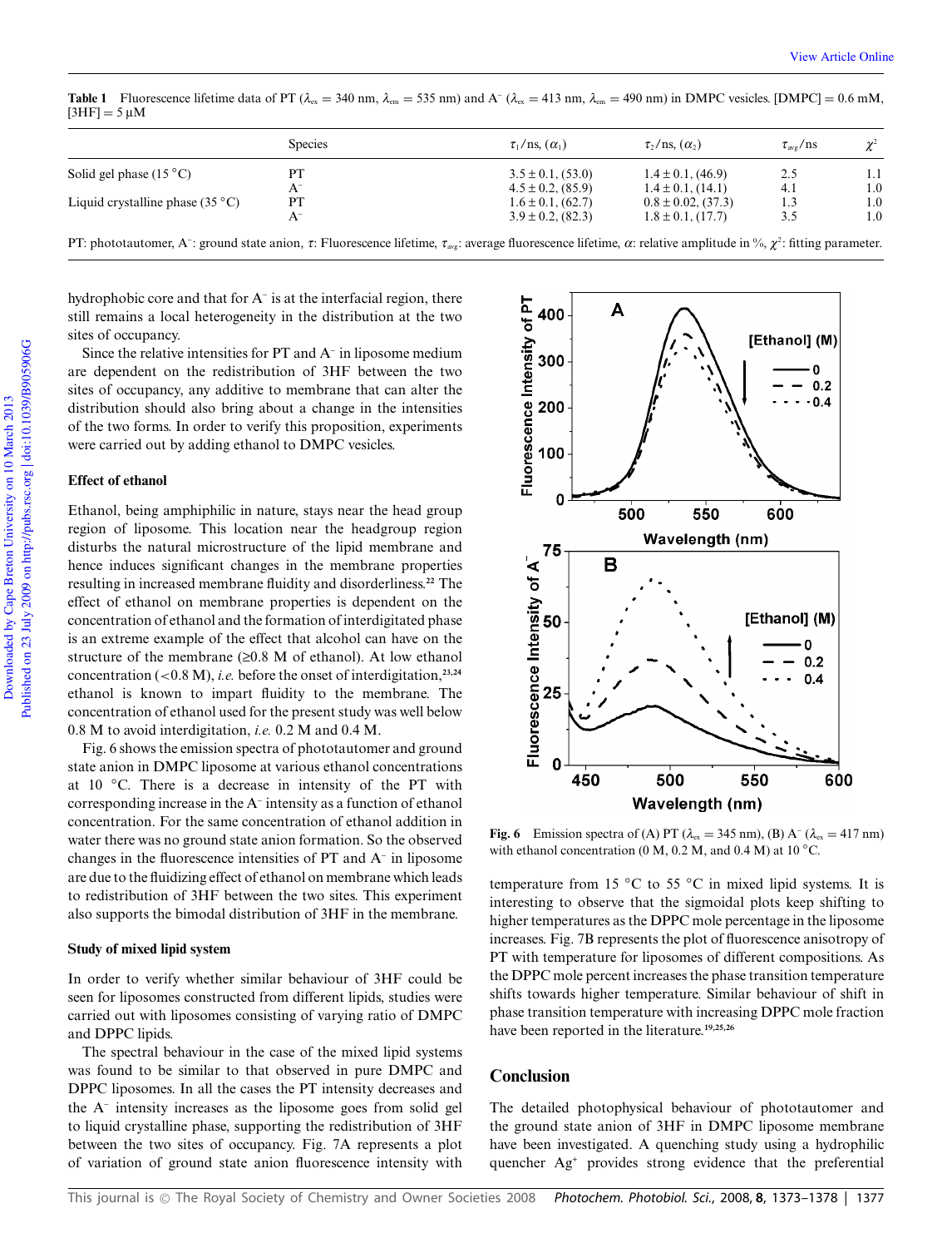Table 1 Fluorescence lifetime data of PT ($\lambda_{ex}$ = 340 nm, $\lambda_{em}$ = 535 nm) and $A^-$ ($\lambda_{ex}$ = 413 nm, $\lambda_{em}$ = 490 nm) in DMPC vesicles. [DMPC] = 0.6 mM, [3HF] = 5 μM

| | Species | $\tau_1$/ns, ($\alpha_1$) | $\tau_2$/ns, ($\alpha_2$) | $\tau_{avg}$/ns | $\chi^2$ |
|---|---|---|---|---|---|
| Solid gel phase (15 °C) | PT | 3.5 ± 0.1, (53.0) | 1.4 ± 0.1, (46.9) | 2.5 | 1.1 |
| | $A^-$ | 4.5 ± 0.2, (85.9) | 1.4 ± 0.1, (14.1) | 4.1 | 1.0 |
| Liquid crystalline phase (35 °C) | PT | 1.6 ± 0.1, (62.7) | 0.8 ± 0.02, (37.3) | 1.3 | 1.0 |
| | $A^-$ | 3.9 ± 0.2, (82.3) | 1.8 ± 0.1, (17.7) | 3.5 | 1.0 |

PT: phototautomer, $A^-$: ground state anion, $\tau$: Fluorescence lifetime, $\tau_{avg}$: average fluorescence lifetime, $\alpha$: relative amplitude in %, $\chi^2$: fitting parameter.

hydrophobic core and that for $A^-$ is at the interfacial region, there still remains a local heterogeneity in the distribution at the two sites of occupancy.

Since the relative intensities for PT and $A^-$ in liposome medium are dependent on the redistribution of 3HF between the two sites of occupancy, any additive to membrane that can alter the distribution should also bring about a change in the intensities of the two forms. In order to verify this proposition, experiments were carried out by adding ethanol to DMPC vesicles.

### Effect of ethanol

Ethanol, being amphiphilic in nature, stays near the head group region of liposome. This location near the headgroup region disturbs the natural microstructure of the lipid membrane and hence induces significant changes in the membrane properties resulting in increased membrane fluidity and disorderliness.[22] The effect of ethanol on membrane properties is dependent on the concentration of ethanol and the formation of interdigitated phase is an extreme example of the effect that alcohol can have on the structure of the membrane (≥0.8 M of ethanol). At low ethanol concentration (<0.8 M), *i.e.* before the onset of interdigitation,[23,24] ethanol is known to impart fluidity to the membrane. The concentration of ethanol used for the present study was well below 0.8 M to avoid interdigitation, *i.e.* 0.2 M and 0.4 M.

Fig. 6 shows the emission spectra of phototautomer and ground state anion in DMPC liposome at various ethanol concentrations at 10 °C. There is a decrease in intensity of the PT with corresponding increase in the $A^-$ intensity as a function of ethanol concentration. For the same concentration of ethanol addition in water there was no ground state anion formation. So the observed changes in the fluorescence intensities of PT and $A^-$ in liposome are due to the fluidizing effect of ethanol on membrane which leads to redistribution of 3HF between the two sites. This experiment also supports the bimodal distribution of 3HF in the membrane.

### Study of mixed lipid system

In order to verify whether similar behaviour of 3HF could be seen for liposomes constructed from different lipids, studies were carried out with liposomes consisting of varying ratio of DMPC and DPPC lipids.

The spectral behaviour in the case of the mixed lipid systems was found to be similar to that observed in pure DMPC and DPPC liposomes. In all the cases the PT intensity decreases and the $A^-$ intensity increases as the liposome goes from solid gel to liquid crystalline phase, supporting the redistribution of 3HF between the two sites of occupancy. Fig. 7A represents a plot of variation of ground state anion fluorescence intensity with

A
Fluorescence Intensity of PT
[Ethanol] (M)
0
0.2
0.4
Wavelength (nm)

B
Fluorescence Intensity of A⁻
[Ethanol] (M)
0
0.2
0.4
Wavelength (nm)

**Fig. 6** Emission spectra of (A) PT ($\lambda_{ex}$ = 345 nm), (B) $A^-$ ($\lambda_{ex}$ = 417 nm) with ethanol concentration (0 M, 0.2 M, and 0.4 M) at 10 °C.

temperature from 15 °C to 55 °C in mixed lipid systems. It is interesting to observe that the sigmoidal plots keep shifting to higher temperatures as the DPPC mole percentage in the liposome increases. Fig. 7B represents the plot of fluorescence anisotropy of PT with temperature for liposomes of different compositions. As the DPPC mole percent increases the phase transition temperature shifts towards higher temperature. Similar behaviour of shift in phase transition temperature with increasing DPPC mole fraction have been reported in the literature.[19,25,26]

## Conclusion

The detailed photophysical behaviour of phototautomer and the ground state anion of 3HF in DMPC liposome membrane have been investigated. A quenching study using a hydrophilic quencher $Ag^+$ provides strong evidence that the preferential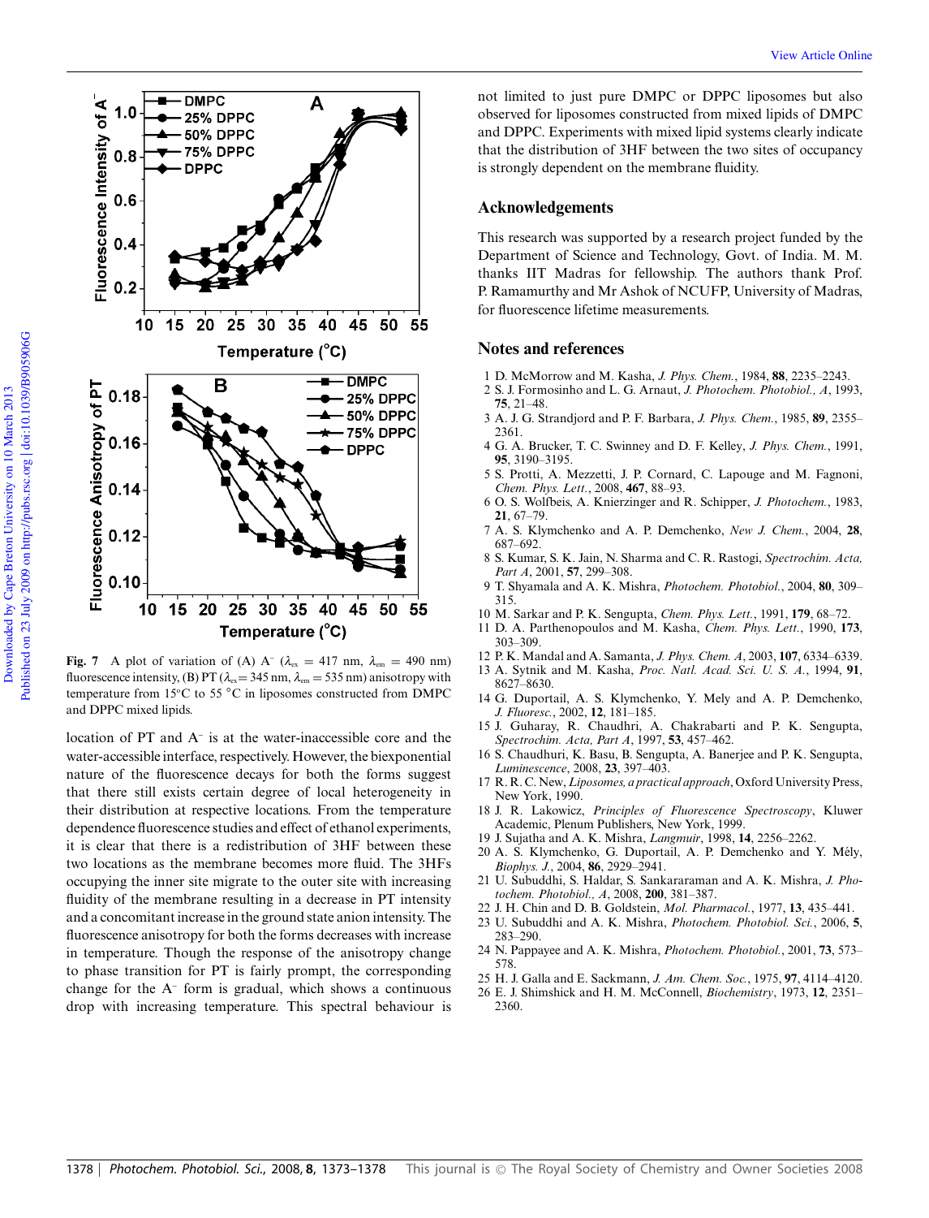A

Fluorescence Intensity of A⁻

1.0
0.8
0.6
0.4
0.2

DMPC
25% DPPC
50% DPPC
75% DPPC
DPPC

10 15 20 25 30 35 40 45 50 55

Temperature (°C)

B

Fluorescence Anisotropy of PT

0.18
0.16
0.14
0.12
0.10

DMPC
25% DPPC
50% DPPC
75% DPPC
DPPC

10 15 20 25 30 35 40 45 50 55

Temperature (°C)

**Fig. 7** A plot of variation of (A) $A^-$ ($\lambda_{ex}$ = 417 nm, $\lambda_{em}$ = 490 nm) fluorescence intensity, (B) PT ($\lambda_{ex}$ = 345 nm, $\lambda_{em}$ = 535 nm) anisotropy with temperature from 15°C to 55 °C in liposomes constructed from DMPC and DPPC mixed lipids.

location of PT and $A^-$ is at the water-inaccessible core and the water-accessible interface, respectively. However, the biexponential nature of the fluorescence decays for both the forms suggest that there still exists certain degree of local heterogeneity in their distribution at respective locations. From the temperature dependence fluorescence studies and effect of ethanol experiments, it is clear that there is a redistribution of 3HF between these two locations as the membrane becomes more fluid. The 3HFs occupying the inner site migrate to the outer site with increasing fluidity of the membrane resulting in a decrease in PT intensity and a concomitant increase in the ground state anion intensity. The fluorescence anisotropy for both the forms decreases with increase in temperature. Though the response of the anisotropy change to phase transition for PT is fairly prompt, the corresponding change for the $A^-$ form is gradual, which shows a continuous drop with increasing temperature. This spectral behaviour is not limited to just pure DMPC or DPPC liposomes but also observed for liposomes constructed from mixed lipids of DMPC and DPPC. Experiments with mixed lipid systems clearly indicate that the distribution of 3HF between the two sites of occupancy is strongly dependent on the membrane fluidity.

## Acknowledgements

This research was supported by a research project funded by the Department of Science and Technology, Govt. of India. M. M. thanks IIT Madras for fellowship. The authors thank Prof. P. Ramamurthy and Mr Ashok of NCUFP, University of Madras, for fluorescence lifetime measurements.

## Notes and references

1 D. McMorrow and M. Kasha, *J. Phys. Chem.*, 1984, **88**, 2235–2243.
2 S. J. Formosinho and L. G. Arnaut, *J. Photochem. Photobiol., A*, 1993, **75**, 21–48.
3 A. J. G. Strandjord and P. F. Barbara, *J. Phys. Chem.*, 1985, **89**, 2355–2361.
4 G. A. Brucker, T. C. Swinney and D. F. Kelley, *J. Phys. Chem.*, 1991, **95**, 3190–3195.
5 S. Protti, A. Mezzetti, J. P. Cornard, C. Lapouge and M. Fagnoni, *Chem. Phys. Lett.*, 2008, **467**, 88–93.
6 O. S. Wolfbeis, A. Knierzinger and R. Schipper, *J. Photochem.*, 1983, **21**, 67–79.
7 A. S. Klymchenko and A. P. Demchenko, *New J. Chem.*, 2004, **28**, 687–692.
8 S. Kumar, S. K. Jain, N. Sharma and C. R. Rastogi, *Spectrochim. Acta, Part A*, 2001, **57**, 299–308.
9 T. Shyamala and A. K. Mishra, *Photochem. Photobiol.*, 2004, **80**, 309–315.
10 M. Sarkar and P. K. Sengupta, *Chem. Phys. Lett.*, 1991, **179**, 68–72.
11 D. A. Parthenopoulos and M. Kasha, *Chem. Phys. Lett.*, 1990, **173**, 303–309.
12 P. K. Mandal and A. Samanta, *J. Phys. Chem. A*, 2003, **107**, 6334–6339.
13 A. Sytnik and M. Kasha, *Proc. Natl. Acad. Sci. U. S. A.*, 1994, **91**, 8627–8630.
14 G. Duportail, A. S. Klymchenko, Y. Mely and A. P. Demchenko, *J. Fluoresc.*, 2002, **12**, 181–185.
15 J. Guharay, R. Chaudhri, A. Chakrabarti and P. K. Sengupta, *Spectrochim. Acta, Part A*, 1997, **53**, 457–462.
16 S. Chaudhuri, K. Basu, B. Sengupta, A. Banerjee and P. K. Sengupta, *Luminescence*, 2008, **23**, 397–403.
17 R. R. C. New, *Liposomes, a practical approach*, Oxford University Press, New York, 1990.
18 J. R. Lakowicz, *Principles of Fluorescence Spectroscopy*, Kluwer Academic, Plenum Publishers, New York, 1999.
19 J. Sujatha and A. K. Mishra, *Langmuir*, 1998, **14**, 2256–2262.
20 A. S. Klymchenko, G. Duportail, A. P. Demchenko and Y. Mély, *Biophys. J.*, 2004, **86**, 2929–2941.
21 U. Subuddhi, S. Haldar, S. Sankararaman and A. K. Mishra, *J. Photochem. Photobiol., A*, 2008, **200**, 381–387.
22 J. H. Chin and D. B. Goldstein, *Mol. Pharmacol.*, 1977, **13**, 435–441.
23 U. Subuddhi and A. K. Mishra, *Photochem. Photobiol. Sci.*, 2006, **5**, 283–290.
24 N. Pappayee and A. K. Mishra, *Photochem. Photobiol.*, 2001, **73**, 573–578.
25 H. J. Galla and E. Sackmann, *J. Am. Chem. Soc.*, 1975, **97**, 4114–4120.
26 E. J. Shimshick and H. M. McConnell, *Biochemistry*, 1973, **12**, 2351–2360.